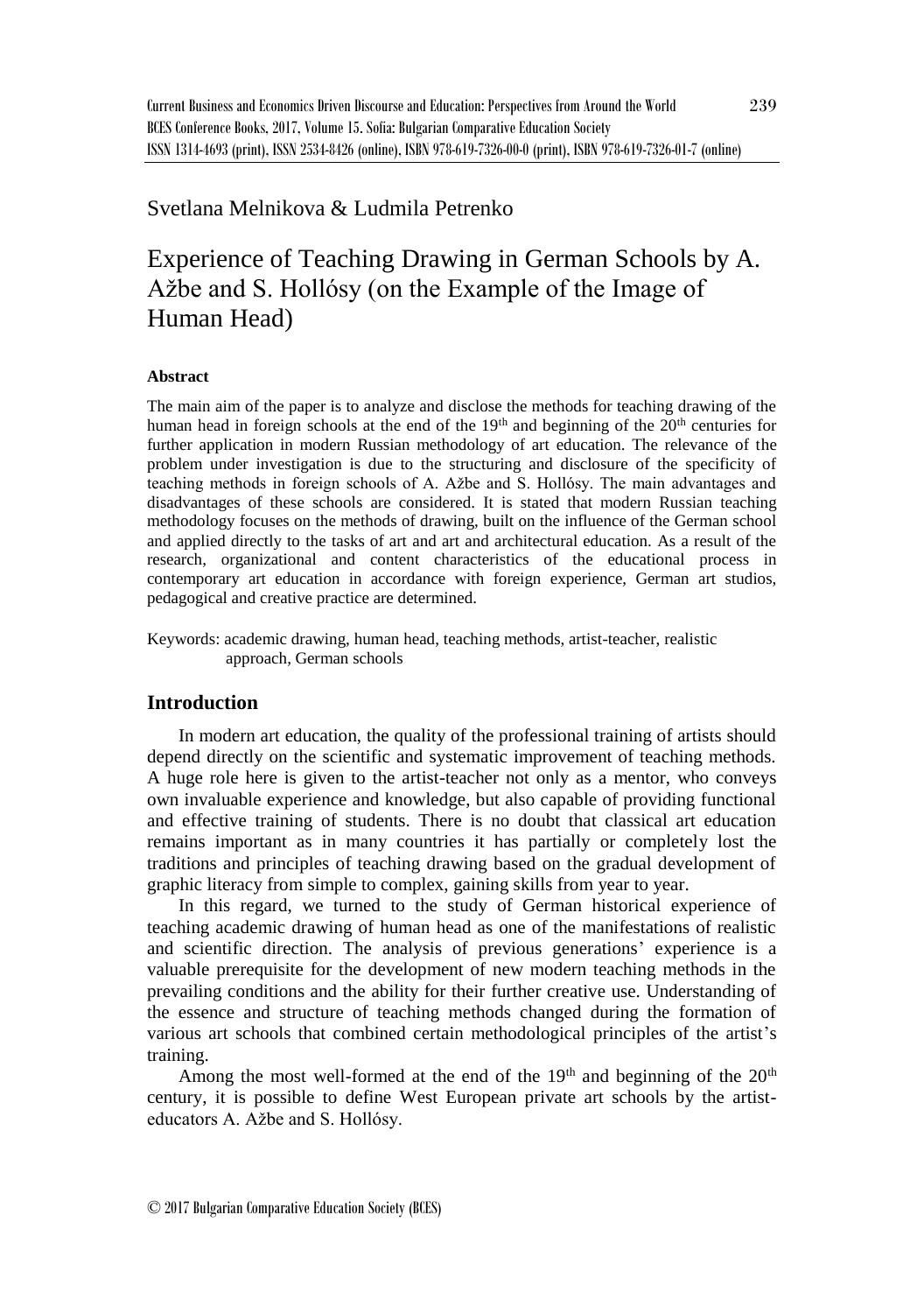Svetlana Melnikova & Ludmila Petrenko

# Experience of Teaching Drawing in German Schools by A. Ažbe and S. Hollósy (on the Example of the Image of Human Head)

### Abstract

The main aim of the paper is to analyze and disclose the methods for teaching drawing of the human head in foreign schools at the end of the 19th and beginning of the 20th centuries for further application in modern Russian methodology of art education. The relevance of the problem under investigation is due to the structuring and disclosure of the specificity of teaching methods in foreign schools of A. Ažbe and S. Hollósy. The main advantages and disadvantages of these schools are considered. It is stated that modern Russian teaching methodology focuses on the methods of drawing, built on the influence of the German school and applied directly to the tasks of art and art and architectural education. As a result of the research, organizational and content characteristics of the educational process in contemporary art education in accordance with foreign experience, German art studios, pedagogical and creative practice are determined.

Keywords: academic drawing, human head, teaching methods, artist-teacher, realistic approach, German schools

## Introduction

In modern art education, the quality of the professional training of artists should depend directly on the scientific and systematic improvement of teaching methods. A huge role here is given to the artist-teacher not only as a mentor, who conveys own invaluable experience and knowledge, but also capable of providing functional and effective training of students. There is no doubt that classical art education remains important as in many countries it has partially or completely lost the traditions and principles of teaching drawing based on the gradual development of graphic literacy from simple to complex, gaining skills from year to year.

In this regard, we turned to the study of German historical experience of teaching academic drawing of human head as one of the manifestations of realistic and scientific direction. The analysis of previous generations' experience is a valuable prerequisite for the development of new modern teaching methods in the prevailing conditions and the ability for their further creative use. Understanding of the essence and structure of teaching methods changed during the formation of various art schools that combined certain methodological principles of the artist's training.

Among the most well-formed at the end of the 19th and beginning of the 20th century, it is possible to define West European private art schools by the artist-educators A. Ažbe and S. Hollósy.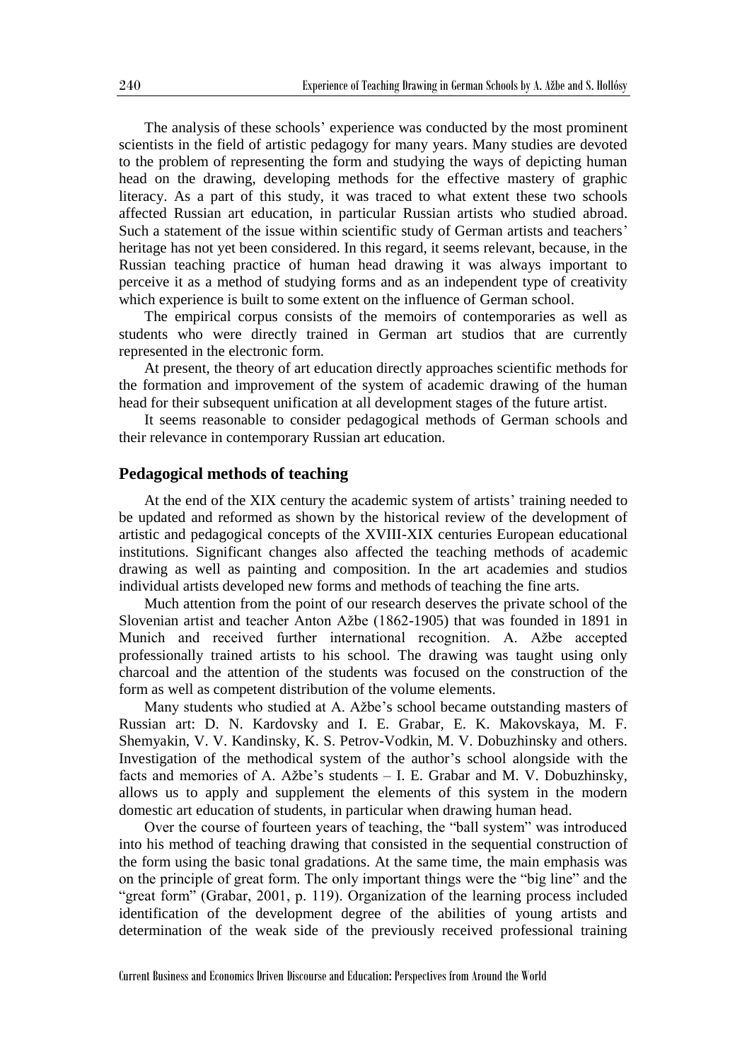The analysis of these schools' experience was conducted by the most prominent scientists in the field of artistic pedagogy for many years. Many studies are devoted to the problem of representing the form and studying the ways of depicting human head on the drawing, developing methods for the effective mastery of graphic literacy. As a part of this study, it was traced to what extent these two schools affected Russian art education, in particular Russian artists who studied abroad. Such a statement of the issue within scientific study of German artists and teachers' heritage has not yet been considered. In this regard, it seems relevant, because, in the Russian teaching practice of human head drawing it was always important to perceive it as a method of studying forms and as an independent type of creativity which experience is built to some extent on the influence of German school.

The empirical corpus consists of the memoirs of contemporaries as well as students who were directly trained in German art studios that are currently represented in the electronic form.

At present, the theory of art education directly approaches scientific methods for the formation and improvement of the system of academic drawing of the human head for their subsequent unification at all development stages of the future artist.

It seems reasonable to consider pedagogical methods of German schools and their relevance in contemporary Russian art education.

## Pedagogical methods of teaching

At the end of the XIX century the academic system of artists' training needed to be updated and reformed as shown by the historical review of the development of artistic and pedagogical concepts of the XVIII-XIX centuries European educational institutions. Significant changes also affected the teaching methods of academic drawing as well as painting and composition. In the art academies and studios individual artists developed new forms and methods of teaching the fine arts.

Much attention from the point of our research deserves the private school of the Slovenian artist and teacher Anton Ažbe (1862-1905) that was founded in 1891 in Munich and received further international recognition. A. Ažbe accepted professionally trained artists to his school. The drawing was taught using only charcoal and the attention of the students was focused on the construction of the form as well as competent distribution of the volume elements.

Many students who studied at A. Ažbe's school became outstanding masters of Russian art: D. N. Kardovsky and I. E. Grabar, E. K. Makovskaya, M. F. Shemyakin, V. V. Kandinsky, K. S. Petrov-Vodkin, M. V. Dobuzhinsky and others. Investigation of the methodical system of the author's school alongside with the facts and memories of A. Ažbe's students – I. E. Grabar and M. V. Dobuzhinsky, allows us to apply and supplement the elements of this system in the modern domestic art education of students, in particular when drawing human head.

Over the course of fourteen years of teaching, the "ball system" was introduced into his method of teaching drawing that consisted in the sequential construction of the form using the basic tonal gradations. At the same time, the main emphasis was on the principle of great form. The only important things were the "big line" and the "great form" (Grabar, 2001, p. 119). Organization of the learning process included identification of the development degree of the abilities of young artists and determination of the weak side of the previously received professional training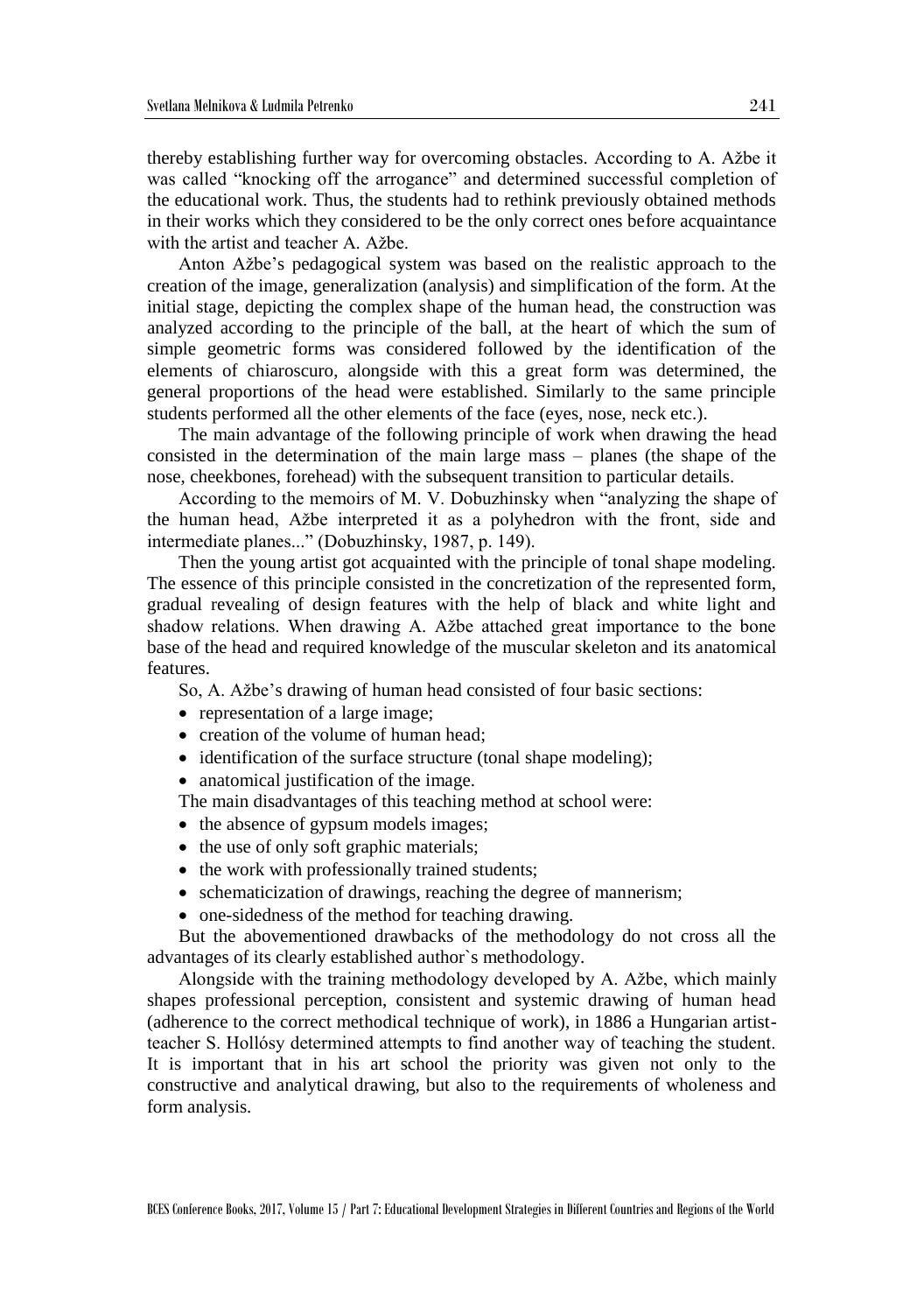thereby establishing further way for overcoming obstacles. According to A. Ažbe it was called "knocking off the arrogance" and determined successful completion of the educational work. Thus, the students had to rethink previously obtained methods in their works which they considered to be the only correct ones before acquaintance with the artist and teacher A. Ažbe.

Anton Ažbe's pedagogical system was based on the realistic approach to the creation of the image, generalization (analysis) and simplification of the form. At the initial stage, depicting the complex shape of the human head, the construction was analyzed according to the principle of the ball, at the heart of which the sum of simple geometric forms was considered followed by the identification of the elements of chiaroscuro, alongside with this a great form was determined, the general proportions of the head were established. Similarly to the same principle students performed all the other elements of the face (eyes, nose, neck etc.).

The main advantage of the following principle of work when drawing the head consisted in the determination of the main large mass – planes (the shape of the nose, cheekbones, forehead) with the subsequent transition to particular details.

According to the memoirs of M. V. Dobuzhinsky when "analyzing the shape of the human head, Ažbe interpreted it as a polyhedron with the front, side and intermediate planes..." (Dobuzhinsky, 1987, p. 149).

Then the young artist got acquainted with the principle of tonal shape modeling. The essence of this principle consisted in the concretization of the represented form, gradual revealing of design features with the help of black and white light and shadow relations. When drawing A. Ažbe attached great importance to the bone base of the head and required knowledge of the muscular skeleton and its anatomical features.

So, A. Ažbe's drawing of human head consisted of four basic sections:

- representation of a large image;
- creation of the volume of human head;
- identification of the surface structure (tonal shape modeling);
- anatomical justification of the image.

The main disadvantages of this teaching method at school were:

- the absence of gypsum models images;
- the use of only soft graphic materials;
- the work with professionally trained students;
- schematicization of drawings, reaching the degree of mannerism;
- one-sidedness of the method for teaching drawing.

But the abovementioned drawbacks of the methodology do not cross all the advantages of its clearly established author`s methodology.

Alongside with the training methodology developed by A. Ažbe, which mainly shapes professional perception, consistent and systemic drawing of human head (adherence to the correct methodical technique of work), in 1886 a Hungarian artist-teacher S. Hollósy determined attempts to find another way of teaching the student. It is important that in his art school the priority was given not only to the constructive and analytical drawing, but also to the requirements of wholeness and form analysis.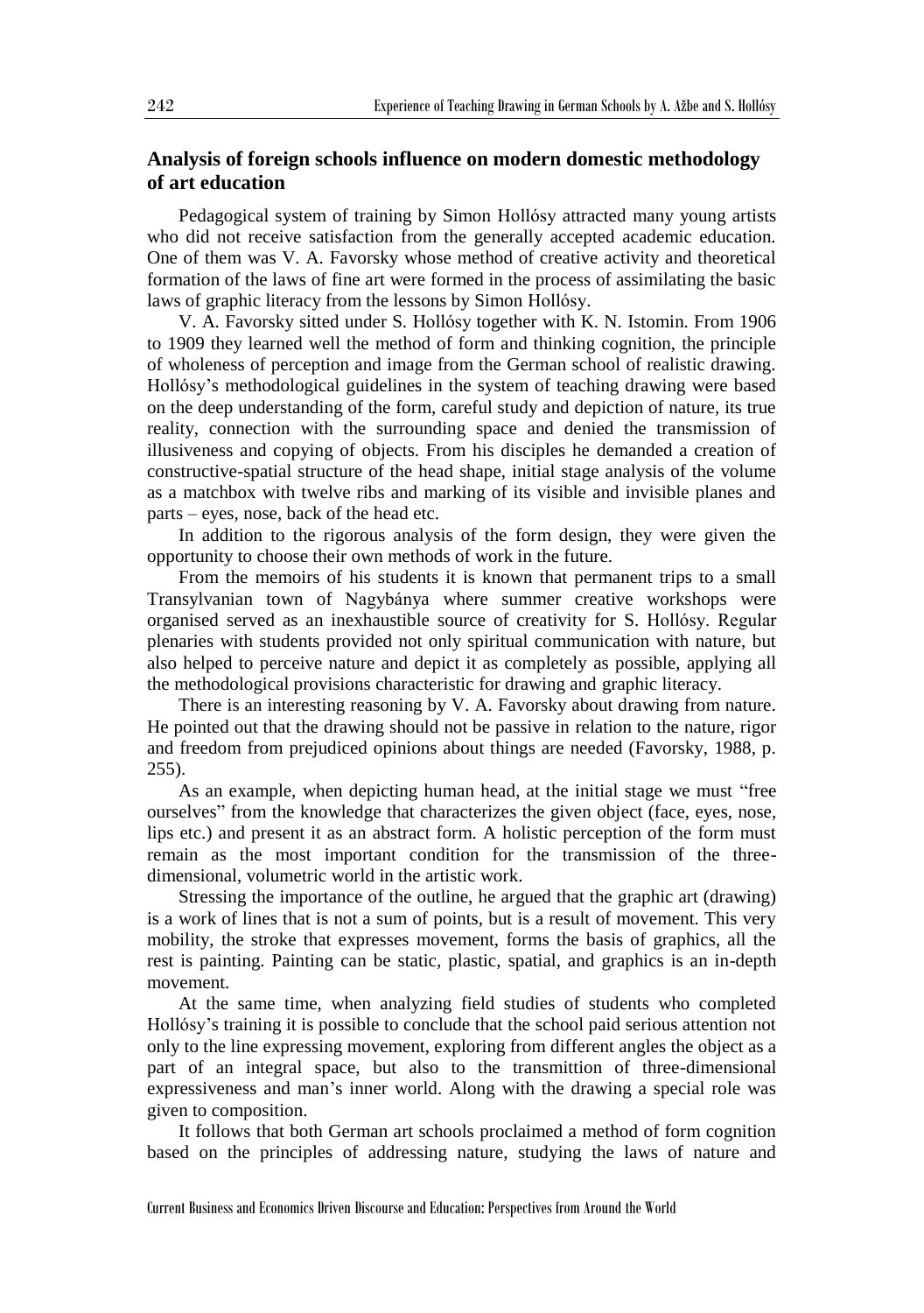## Analysis of foreign schools influence on modern domestic methodology of art education

Pedagogical system of training by Simon Hollósy attracted many young artists who did not receive satisfaction from the generally accepted academic education. One of them was V. A. Favorsky whose method of creative activity and theoretical formation of the laws of fine art were formed in the process of assimilating the basic laws of graphic literacy from the lessons by Simon Hollósy.

V. A. Favorsky sitted under S. Hollósy together with K. N. Istomin. From 1906 to 1909 they learned well the method of form and thinking cognition, the principle of wholeness of perception and image from the German school of realistic drawing. Hollósy's methodological guidelines in the system of teaching drawing were based on the deep understanding of the form, careful study and depiction of nature, its true reality, connection with the surrounding space and denied the transmission of illusiveness and copying of objects. From his disciples he demanded a creation of constructive-spatial structure of the head shape, initial stage analysis of the volume as a matchbox with twelve ribs and marking of its visible and invisible planes and parts – eyes, nose, back of the head etc.

In addition to the rigorous analysis of the form design, they were given the opportunity to choose their own methods of work in the future.

From the memoirs of his students it is known that permanent trips to a small Transylvanian town of Nagybánya where summer creative workshops were organised served as an inexhaustible source of creativity for S. Hollósy. Regular plenaries with students provided not only spiritual communication with nature, but also helped to perceive nature and depict it as completely as possible, applying all the methodological provisions characteristic for drawing and graphic literacy.

There is an interesting reasoning by V. A. Favorsky about drawing from nature. He pointed out that the drawing should not be passive in relation to the nature, rigor and freedom from prejudiced opinions about things are needed (Favorsky, 1988, p. 255).

As an example, when depicting human head, at the initial stage we must "free ourselves" from the knowledge that characterizes the given object (face, eyes, nose, lips etc.) and present it as an abstract form. A holistic perception of the form must remain as the most important condition for the transmission of the three-dimensional, volumetric world in the artistic work.

Stressing the importance of the outline, he argued that the graphic art (drawing) is a work of lines that is not a sum of points, but is a result of movement. This very mobility, the stroke that expresses movement, forms the basis of graphics, all the rest is painting. Painting can be static, plastic, spatial, and graphics is an in-depth movement.

At the same time, when analyzing field studies of students who completed Hollósy's training it is possible to conclude that the school paid serious attention not only to the line expressing movement, exploring from different angles the object as a part of an integral space, but also to the transmittion of three-dimensional expressiveness and man's inner world. Along with the drawing a special role was given to composition.

It follows that both German art schools proclaimed a method of form cognition based on the principles of addressing nature, studying the laws of nature and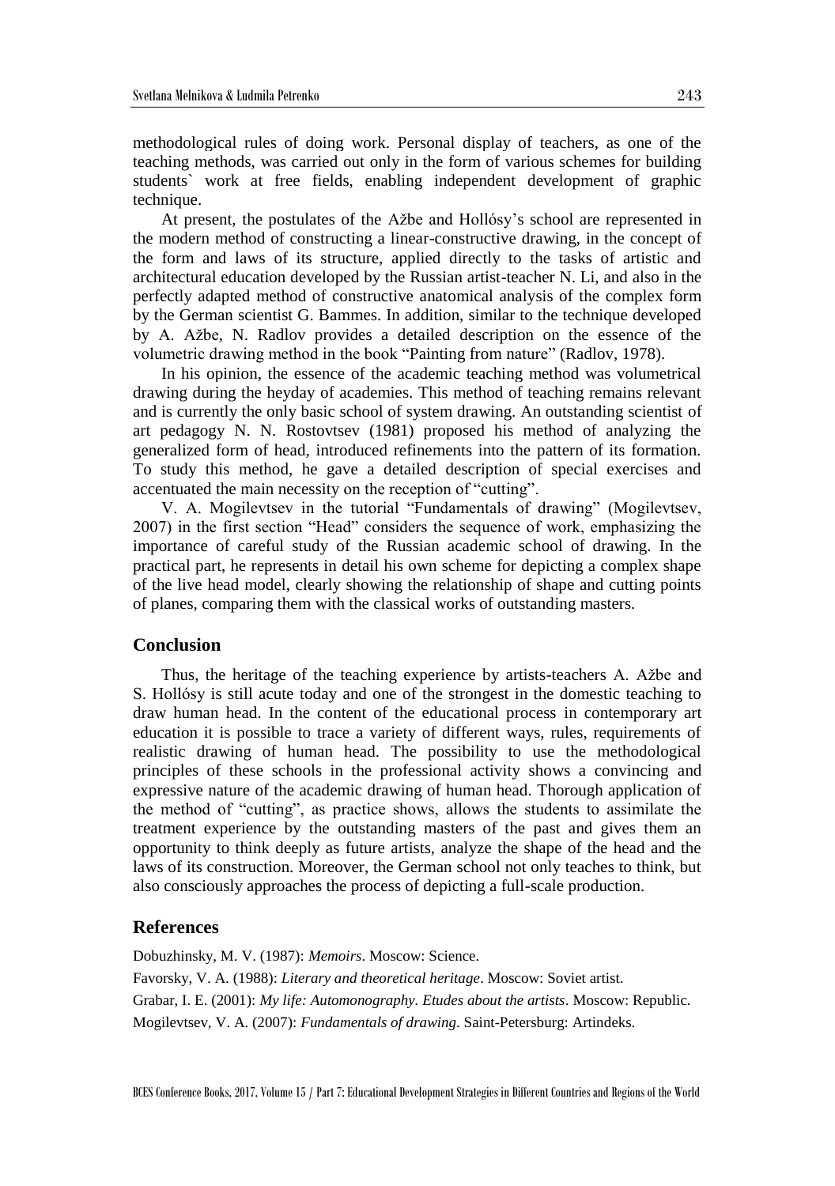methodological rules of doing work. Personal display of teachers, as one of the teaching methods, was carried out only in the form of various schemes for building students` work at free fields, enabling independent development of graphic technique.

At present, the postulates of the Ažbe and Hollósy's school are represented in the modern method of constructing a linear-constructive drawing, in the concept of the form and laws of its structure, applied directly to the tasks of artistic and architectural education developed by the Russian artist-teacher N. Li, and also in the perfectly adapted method of constructive anatomical analysis of the complex form by the German scientist G. Bammes. In addition, similar to the technique developed by A. Ažbe, N. Radlov provides a detailed description on the essence of the volumetric drawing method in the book "Painting from nature" (Radlov, 1978).

In his opinion, the essence of the academic teaching method was volumetrical drawing during the heyday of academies. This method of teaching remains relevant and is currently the only basic school of system drawing. An outstanding scientist of art pedagogy N. N. Rostovtsev (1981) proposed his method of analyzing the generalized form of head, introduced refinements into the pattern of its formation. To study this method, he gave a detailed description of special exercises and accentuated the main necessity on the reception of "cutting".

V. A. Mogilevtsev in the tutorial "Fundamentals of drawing" (Mogilevtsev, 2007) in the first section "Head" considers the sequence of work, emphasizing the importance of careful study of the Russian academic school of drawing. In the practical part, he represents in detail his own scheme for depicting a complex shape of the live head model, clearly showing the relationship of shape and cutting points of planes, comparing them with the classical works of outstanding masters.

## Conclusion

Thus, the heritage of the teaching experience by artists-teachers A. Ažbe and S. Hollósy is still acute today and one of the strongest in the domestic teaching to draw human head. In the content of the educational process in contemporary art education it is possible to trace a variety of different ways, rules, requirements of realistic drawing of human head. The possibility to use the methodological principles of these schools in the professional activity shows a convincing and expressive nature of the academic drawing of human head. Thorough application of the method of "cutting", as practice shows, allows the students to assimilate the treatment experience by the outstanding masters of the past and gives them an opportunity to think deeply as future artists, analyze the shape of the head and the laws of its construction. Moreover, the German school not only teaches to think, but also consciously approaches the process of depicting a full-scale production.

## References

Dobuzhinsky, M. V. (1987): *Memoirs*. Moscow: Science.

Favorsky, V. A. (1988): *Literary and theoretical heritage*. Moscow: Soviet artist.

Grabar, I. E. (2001): *My life: Automonography. Etudes about the artists*. Moscow: Republic.

Mogilevtsev, V. A. (2007): *Fundamentals of drawing*. Saint-Petersburg: Artindeks.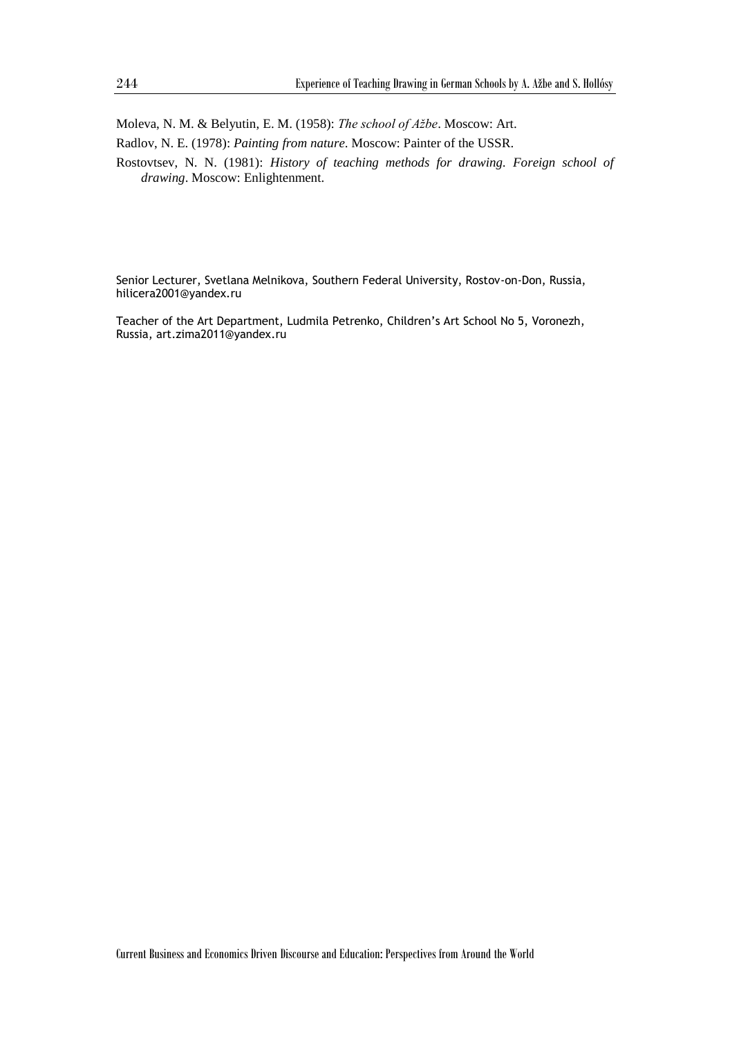Moleva, N. M. & Belyutin, E. M. (1958): *The school of Ažbe*. Moscow: Art.

Radlov, N. E. (1978): *Painting from nature*. Moscow: Painter of the USSR.

Rostovtsev, N. N. (1981): *History of teaching methods for drawing. Foreign school of drawing*. Moscow: Enlightenment.

Senior Lecturer, Svetlana Melnikova, Southern Federal University, Rostov-on-Don, Russia, hilicera2001@yandex.ru

Teacher of the Art Department, Ludmila Petrenko, Children's Art School No 5, Voronezh, Russia, art.zima2011@yandex.ru